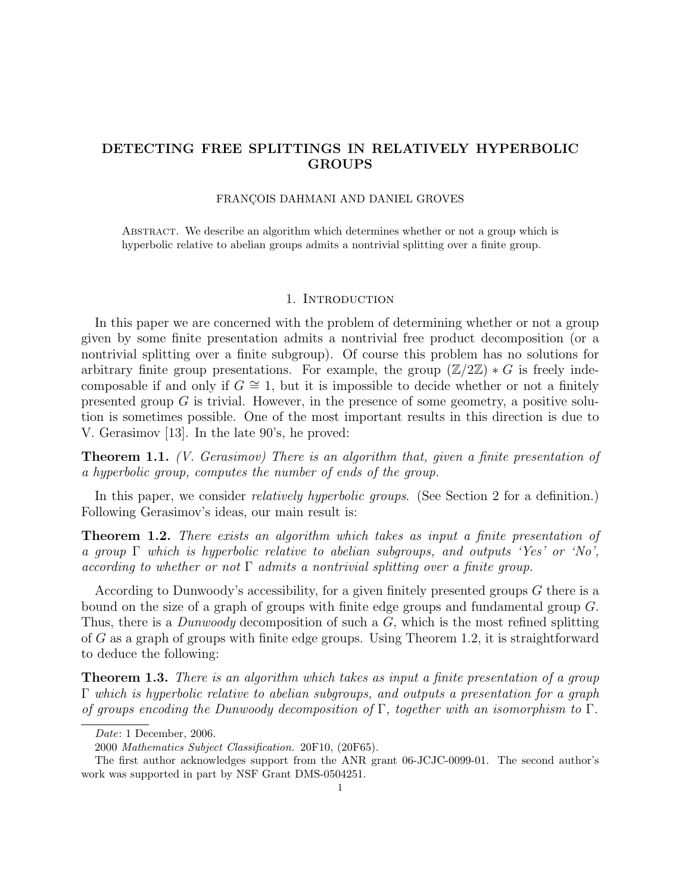# DETECTING FREE SPLITTINGS IN RELATIVELY HYPERBOLIC GROUPS

FRANÇOIS DAHMANI AND DANIEL GROVES

Abstract. We describe an algorithm which determines whether or not a group which is hyperbolic relative to abelian groups admits a nontrivial splitting over a finite group.

## 1. Introduction

In this paper we are concerned with the problem of determining whether or not a group given by some finite presentation admits a nontrivial free product decomposition (or a nontrivial splitting over a finite subgroup). Of course this problem has no solutions for arbitrary finite group presentations. For example, the group $(\mathbb{Z}/2\mathbb{Z}) * G$ is freely indecomposable if and only if $G \cong 1$, but it is impossible to decide whether or not a finitely presented group $G$ is trivial. However, in the presence of some geometry, a positive solution is sometimes possible. One of the most important results in this direction is due to V. Gerasimov [13]. In the late 90's, he proved:

**Theorem 1.1.** *(V. Gerasimov) There is an algorithm that, given a finite presentation of a hyperbolic group, computes the number of ends of the group.*

In this paper, we consider *relatively hyperbolic groups*. (See Section 2 for a definition.) Following Gerasimov's ideas, our main result is:

**Theorem 1.2.** *There exists an algorithm which takes as input a finite presentation of a group $\Gamma$ which is hyperbolic relative to abelian subgroups, and outputs 'Yes' or 'No', according to whether or not $\Gamma$ admits a nontrivial splitting over a finite group.*

According to Dunwoody's accessibility, for a given finitely presented groups $G$ there is a bound on the size of a graph of groups with finite edge groups and fundamental group $G$. Thus, there is a *Dunwoody* decomposition of such a $G$, which is the most refined splitting of $G$ as a graph of groups with finite edge groups. Using Theorem 1.2, it is straightforward to deduce the following:

**Theorem 1.3.** *There is an algorithm which takes as input a finite presentation of a group $\Gamma$ which is hyperbolic relative to abelian subgroups, and outputs a presentation for a graph of groups encoding the Dunwoody decomposition of $\Gamma$, together with an isomorphism to $\Gamma$.*

---

*Date*: 1 December, 2006.

2000 *Mathematics Subject Classification.* 20F10, (20F65).

The first author acknowledges support from the ANR grant 06-JCJC-0099-01. The second author's work was supported in part by NSF Grant DMS-0504251.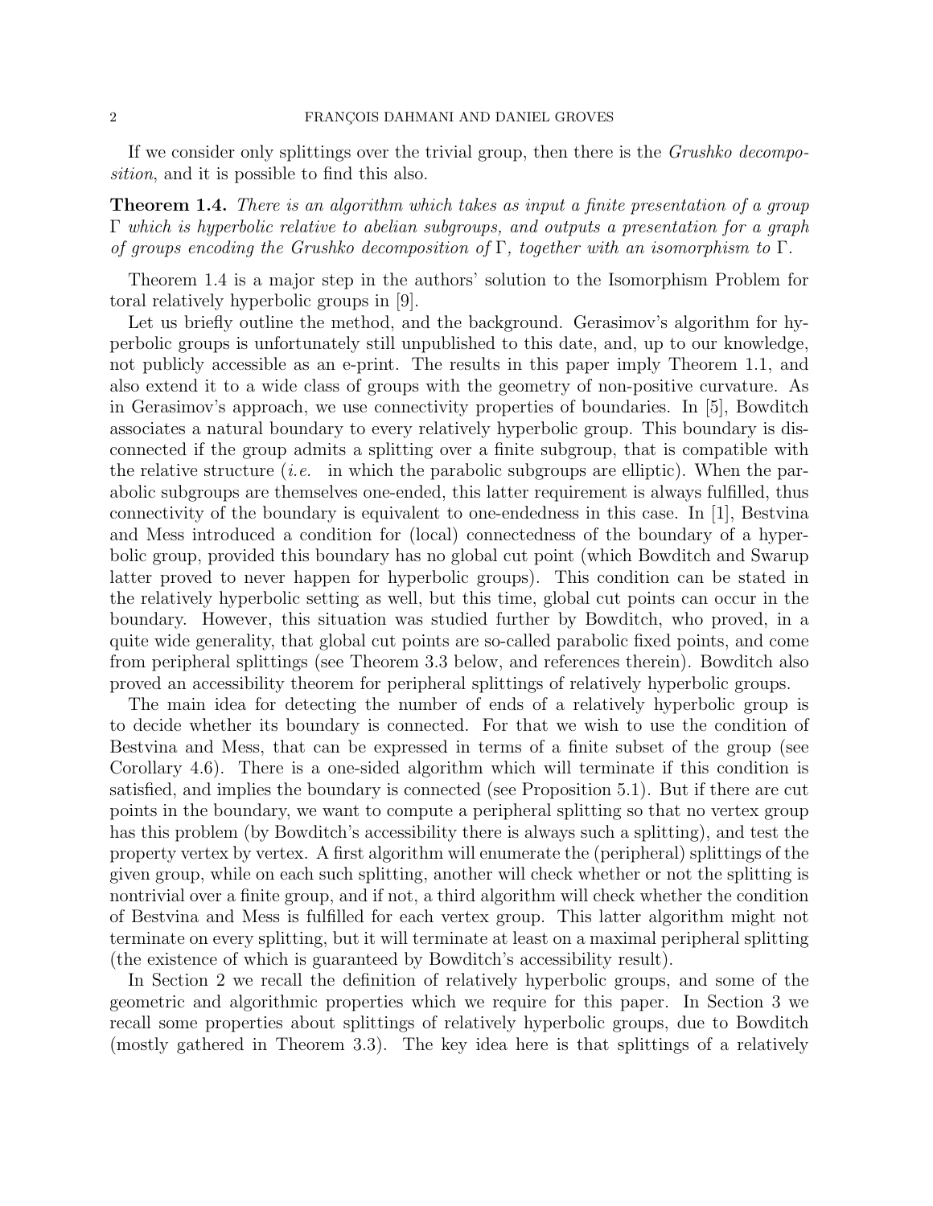If we consider only splittings over the trivial group, then there is the *Grushko decomposition*, and it is possible to find this also.

**Theorem 1.4.** *There is an algorithm which takes as input a finite presentation of a group $\Gamma$ which is hyperbolic relative to abelian subgroups, and outputs a presentation for a graph of groups encoding the Grushko decomposition of $\Gamma$, together with an isomorphism to $\Gamma$.*

Theorem 1.4 is a major step in the authors' solution to the Isomorphism Problem for toral relatively hyperbolic groups in [9].

Let us briefly outline the method, and the background. Gerasimov's algorithm for hyperbolic groups is unfortunately still unpublished to this date, and, up to our knowledge, not publicly accessible as an e-print. The results in this paper imply Theorem 1.1, and also extend it to a wide class of groups with the geometry of non-positive curvature. As in Gerasimov's approach, we use connectivity properties of boundaries. In [5], Bowditch associates a natural boundary to every relatively hyperbolic group. This boundary is disconnected if the group admits a splitting over a finite subgroup, that is compatible with the relative structure (*i.e.* in which the parabolic subgroups are elliptic). When the parabolic subgroups are themselves one-ended, this latter requirement is always fulfilled, thus connectivity of the boundary is equivalent to one-endedness in this case. In [1], Bestvina and Mess introduced a condition for (local) connectedness of the boundary of a hyperbolic group, provided this boundary has no global cut point (which Bowditch and Swarup latter proved to never happen for hyperbolic groups). This condition can be stated in the relatively hyperbolic setting as well, but this time, global cut points can occur in the boundary. However, this situation was studied further by Bowditch, who proved, in a quite wide generality, that global cut points are so-called parabolic fixed points, and come from peripheral splittings (see Theorem 3.3 below, and references therein). Bowditch also proved an accessibility theorem for peripheral splittings of relatively hyperbolic groups.

The main idea for detecting the number of ends of a relatively hyperbolic group is to decide whether its boundary is connected. For that we wish to use the condition of Bestvina and Mess, that can be expressed in terms of a finite subset of the group (see Corollary 4.6). There is a one-sided algorithm which will terminate if this condition is satisfied, and implies the boundary is connected (see Proposition 5.1). But if there are cut points in the boundary, we want to compute a peripheral splitting so that no vertex group has this problem (by Bowditch's accessibility there is always such a splitting), and test the property vertex by vertex. A first algorithm will enumerate the (peripheral) splittings of the given group, while on each such splitting, another will check whether or not the splitting is nontrivial over a finite group, and if not, a third algorithm will check whether the condition of Bestvina and Mess is fulfilled for each vertex group. This latter algorithm might not terminate on every splitting, but it will terminate at least on a maximal peripheral splitting (the existence of which is guaranteed by Bowditch's accessibility result).

In Section 2 we recall the definition of relatively hyperbolic groups, and some of the geometric and algorithmic properties which we require for this paper. In Section 3 we recall some properties about splittings of relatively hyperbolic groups, due to Bowditch (mostly gathered in Theorem 3.3). The key idea here is that splittings of a relatively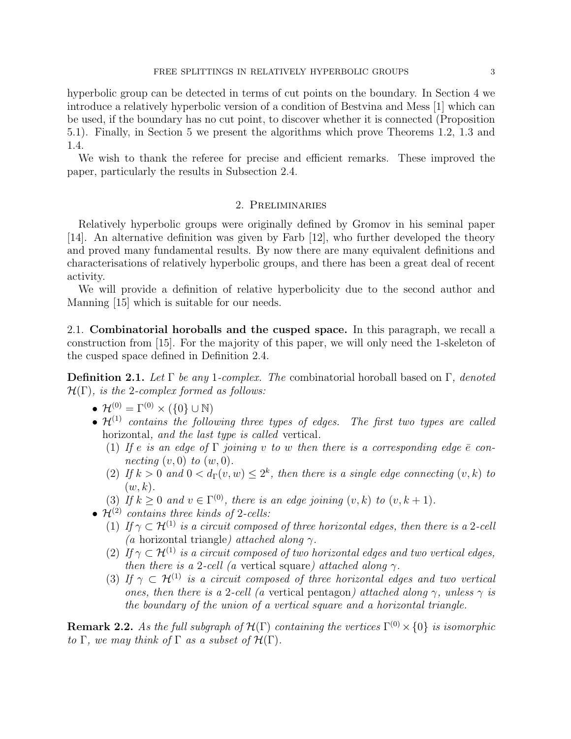hyperbolic group can be detected in terms of cut points on the boundary. In Section 4 we introduce a relatively hyperbolic version of a condition of Bestvina and Mess [1] which can be used, if the boundary has no cut point, to discover whether it is connected (Proposition 5.1). Finally, in Section 5 we present the algorithms which prove Theorems 1.2, 1.3 and 1.4.

We wish to thank the referee for precise and efficient remarks. These improved the paper, particularly the results in Subsection 2.4.

## 2. Preliminaries

Relatively hyperbolic groups were originally defined by Gromov in his seminal paper [14]. An alternative definition was given by Farb [12], who further developed the theory and proved many fundamental results. By now there are many equivalent definitions and characterisations of relatively hyperbolic groups, and there has been a great deal of recent activity.

We will provide a definition of relative hyperbolicity due to the second author and Manning [15] which is suitable for our needs.

### 2.1. Combinatorial horoballs and the cusped space.

In this paragraph, we recall a construction from [15]. For the majority of this paper, we will only need the 1-skeleton of the cusped space defined in Definition 2.4.

**Definition 2.1.** *Let $\Gamma$ be any 1-complex. The* combinatorial horoball based on $\Gamma$*, denoted $\mathcal{H}(\Gamma)$, is the 2-complex formed as follows:*

- $\mathcal{H}^{(0)} = \Gamma^{(0)} \times (\{0\} \cup \mathbb{N})$
- $\mathcal{H}^{(1)}$ *contains the following three types of edges. The first two types are called* horizontal*, and the last type is called* vertical*.*
  1. *If $e$ is an edge of $\Gamma$ joining $v$ to $w$ then there is a corresponding edge $\bar{e}$ connecting $(v, 0)$ to $(w, 0)$.*
  2. *If $k > 0$ and $0 < d_\Gamma(v, w) \leq 2^k$, then there is a single edge connecting $(v, k)$ to $(w, k)$.*
  3. *If $k \geq 0$ and $v \in \Gamma^{(0)}$, there is an edge joining $(v, k)$ to $(v, k+1)$.*
- $\mathcal{H}^{(2)}$ *contains three kinds of 2-cells:*
  1. *If $\gamma \subset \mathcal{H}^{(1)}$ is a circuit composed of three horizontal edges, then there is a 2-cell (a* horizontal triangle*) attached along $\gamma$.*
  2. *If $\gamma \subset \mathcal{H}^{(1)}$ is a circuit composed of two horizontal edges and two vertical edges, then there is a 2-cell (a* vertical square*) attached along $\gamma$.*
  3. *If $\gamma \subset \mathcal{H}^{(1)}$ is a circuit composed of three horizontal edges and two vertical ones, then there is a 2-cell (a* vertical pentagon*) attached along $\gamma$, unless $\gamma$ is the boundary of the union of a vertical square and a horizontal triangle.*

**Remark 2.2.** *As the full subgraph of $\mathcal{H}(\Gamma)$ containing the vertices $\Gamma^{(0)} \times \{0\}$ is isomorphic to $\Gamma$, we may think of $\Gamma$ as a subset of $\mathcal{H}(\Gamma)$.*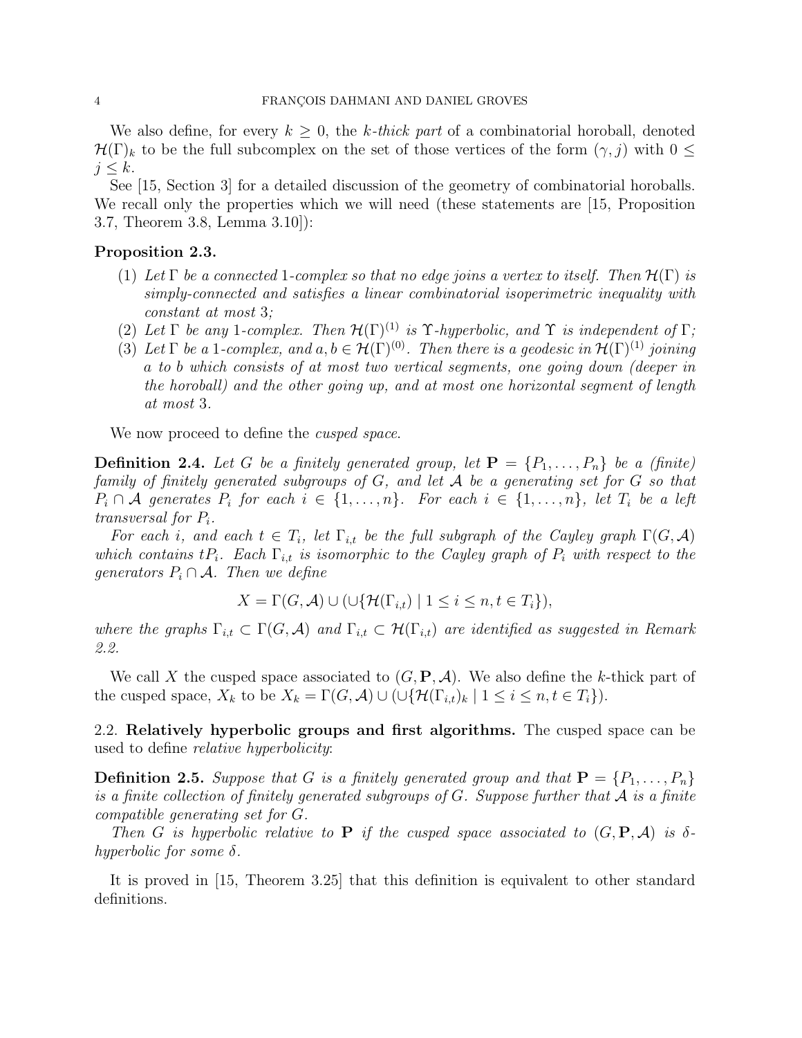We also define, for every $k \geq 0$, the *k-thick part* of a combinatorial horoball, denoted $\mathcal{H}(\Gamma)_k$ to be the full subcomplex on the set of those vertices of the form $(\gamma, j)$ with $0 \leq j \leq k$.

See [15, Section 3] for a detailed discussion of the geometry of combinatorial horoballs. We recall only the properties which we will need (these statements are [15, Proposition 3.7, Theorem 3.8, Lemma 3.10]):

**Proposition 2.3.**

1. *Let $\Gamma$ be a connected 1-complex so that no edge joins a vertex to itself. Then $\mathcal{H}(\Gamma)$ is simply-connected and satisfies a linear combinatorial isoperimetric inequality with constant at most 3;*
2. *Let $\Gamma$ be any 1-complex. Then $\mathcal{H}(\Gamma)^{(1)}$ is $\Upsilon$-hyperbolic, and $\Upsilon$ is independent of $\Gamma$;*
3. *Let $\Gamma$ be a 1-complex, and $a, b \in \mathcal{H}(\Gamma)^{(0)}$. Then there is a geodesic in $\mathcal{H}(\Gamma)^{(1)}$ joining $a$ to $b$ which consists of at most two vertical segments, one going down (deeper in the horoball) and the other going up, and at most one horizontal segment of length at most 3.*

We now proceed to define the *cusped space*.

**Definition 2.4.** *Let $G$ be a finitely generated group, let $\mathbf{P} = \{P_1, \ldots, P_n\}$ be a (finite) family of finitely generated subgroups of $G$, and let $\mathcal{A}$ be a generating set for $G$ so that $P_i \cap \mathcal{A}$ generates $P_i$ for each $i \in \{1, \ldots, n\}$. For each $i \in \{1, \ldots, n\}$, let $T_i$ be a left transversal for $P_i$.*

*For each $i$, and each $t \in T_i$, let $\Gamma_{i,t}$ be the full subgraph of the Cayley graph $\Gamma(G, \mathcal{A})$ which contains $tP_i$. Each $\Gamma_{i,t}$ is isomorphic to the Cayley graph of $P_i$ with respect to the generators $P_i \cap \mathcal{A}$. Then we define*

$$X = \Gamma(G, \mathcal{A}) \cup (\cup\{\mathcal{H}(\Gamma_{i,t}) \mid 1 \leq i \leq n, t \in T_i\}),$$

*where the graphs $\Gamma_{i,t} \subset \Gamma(G, \mathcal{A})$ and $\Gamma_{i,t} \subset \mathcal{H}(\Gamma_{i,t})$ are identified as suggested in Remark 2.2.*

We call $X$ the cusped space associated to $(G, \mathbf{P}, \mathcal{A})$. We also define the $k$-thick part of the cusped space, $X_k$ to be $X_k = \Gamma(G, \mathcal{A}) \cup (\cup\{\mathcal{H}(\Gamma_{i,t})_k \mid 1 \leq i \leq n, t \in T_i\})$.

## 2.2. Relatively hyperbolic groups and first algorithms.

The cusped space can be used to define *relative hyperbolicity*:

**Definition 2.5.** *Suppose that $G$ is a finitely generated group and that $\mathbf{P} = \{P_1, \ldots, P_n\}$ is a finite collection of finitely generated subgroups of $G$. Suppose further that $\mathcal{A}$ is a finite compatible generating set for $G$.*

*Then $G$ is hyperbolic relative to $\mathbf{P}$ if the cusped space associated to $(G, \mathbf{P}, \mathcal{A})$ is $\delta$-hyperbolic for some $\delta$.*

It is proved in [15, Theorem 3.25] that this definition is equivalent to other standard definitions.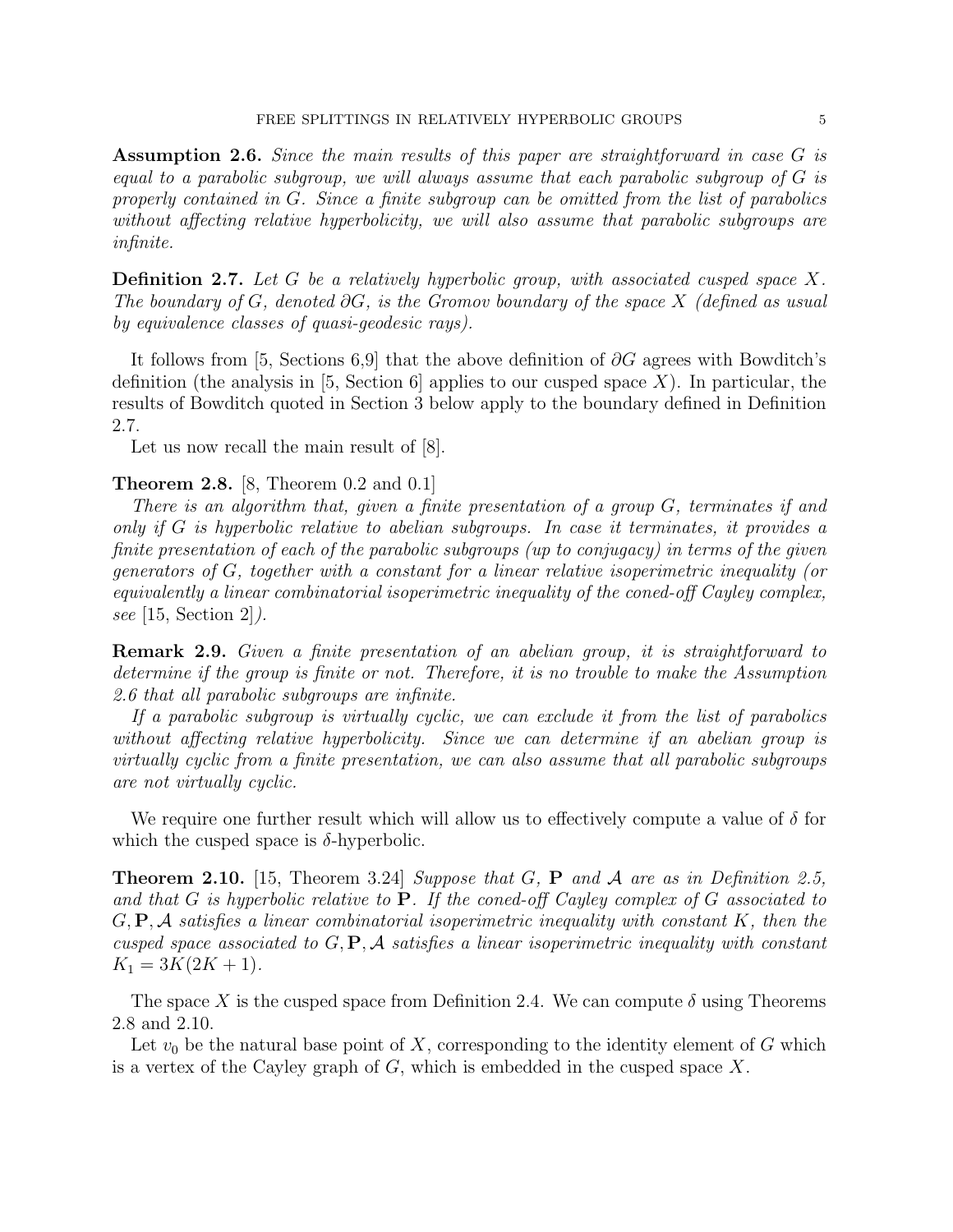**Assumption 2.6.** *Since the main results of this paper are straightforward in case $G$ is equal to a parabolic subgroup, we will always assume that each parabolic subgroup of $G$ is properly contained in $G$. Since a finite subgroup can be omitted from the list of parabolics without affecting relative hyperbolicity, we will also assume that parabolic subgroups are infinite.*

**Definition 2.7.** *Let $G$ be a relatively hyperbolic group, with associated cusped space $X$. The boundary of $G$, denoted $\partial G$, is the Gromov boundary of the space $X$ (defined as usual by equivalence classes of quasi-geodesic rays).*

It follows from [5, Sections 6,9] that the above definition of $\partial G$ agrees with Bowditch's definition (the analysis in [5, Section 6] applies to our cusped space $X$). In particular, the results of Bowditch quoted in Section 3 below apply to the boundary defined in Definition 2.7.

Let us now recall the main result of [8].

**Theorem 2.8.** [8, Theorem 0.2 and 0.1]

*There is an algorithm that, given a finite presentation of a group $G$, terminates if and only if $G$ is hyperbolic relative to abelian subgroups. In case it terminates, it provides a finite presentation of each of the parabolic subgroups (up to conjugacy) in terms of the given generators of $G$, together with a constant for a linear relative isoperimetric inequality (or equivalently a linear combinatorial isoperimetric inequality of the coned-off Cayley complex, see* [15, Section 2]*).*

**Remark 2.9.** *Given a finite presentation of an abelian group, it is straightforward to determine if the group is finite or not. Therefore, it is no trouble to make the Assumption 2.6 that all parabolic subgroups are infinite.*

*If a parabolic subgroup is virtually cyclic, we can exclude it from the list of parabolics without affecting relative hyperbolicity. Since we can determine if an abelian group is virtually cyclic from a finite presentation, we can also assume that all parabolic subgroups are not virtually cyclic.*

We require one further result which will allow us to effectively compute a value of $\delta$ for which the cusped space is $\delta$-hyperbolic.

**Theorem 2.10.** [15, Theorem 3.24] *Suppose that $G$, $\mathbf{P}$ and $\mathcal{A}$ are as in Definition 2.5, and that $G$ is hyperbolic relative to $\mathbf{P}$. If the coned-off Cayley complex of $G$ associated to $G, \mathbf{P}, \mathcal{A}$ satisfies a linear combinatorial isoperimetric inequality with constant $K$, then the cusped space associated to $G, \mathbf{P}, \mathcal{A}$ satisfies a linear isoperimetric inequality with constant $K_1 = 3K(2K + 1)$.*

The space $X$ is the cusped space from Definition 2.4. We can compute $\delta$ using Theorems 2.8 and 2.10.

Let $v_0$ be the natural base point of $X$, corresponding to the identity element of $G$ which is a vertex of the Cayley graph of $G$, which is embedded in the cusped space $X$.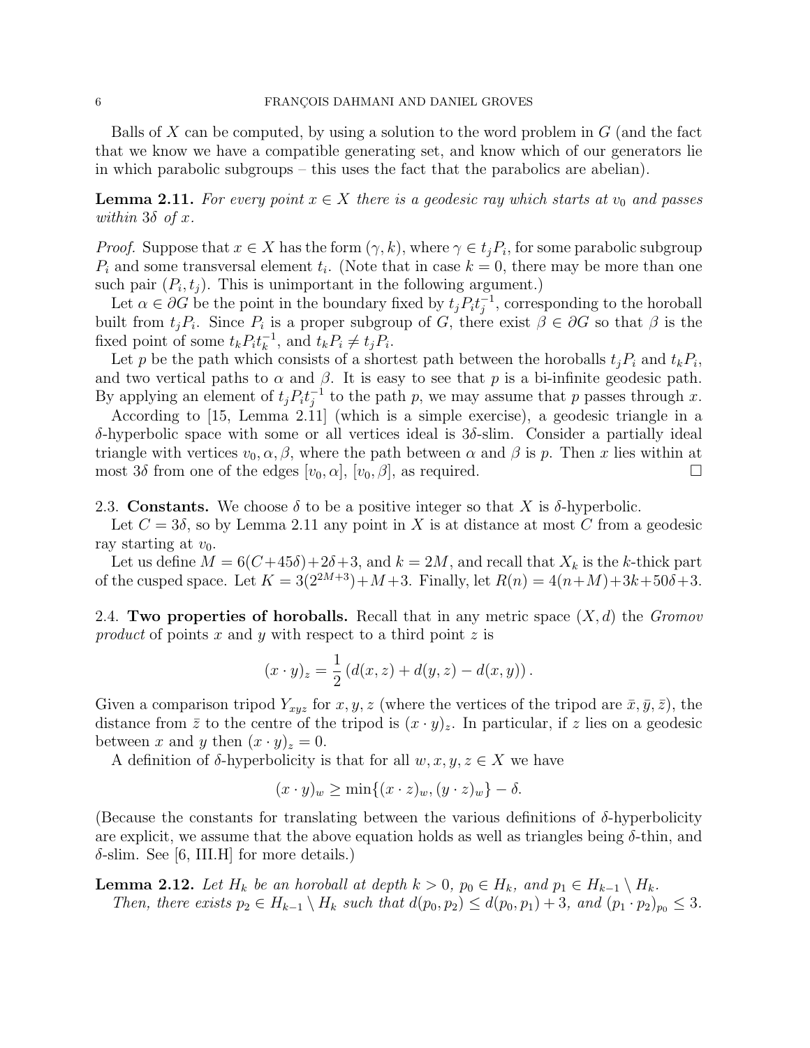Balls of $X$ can be computed, by using a solution to the word problem in $G$ (and the fact that we know we have a compatible generating set, and know which of our generators lie in which parabolic subgroups – this uses the fact that the parabolics are abelian).

**Lemma 2.11.** *For every point $x \in X$ there is a geodesic ray which starts at $v_0$ and passes within $3\delta$ of $x$.*

*Proof.* Suppose that $x \in X$ has the form $(\gamma, k)$, where $\gamma \in t_j P_i$, for some parabolic subgroup $P_i$ and some transversal element $t_i$. (Note that in case $k = 0$, there may be more than one such pair $(P_i, t_j)$. This is unimportant in the following argument.)

Let $\alpha \in \partial G$ be the point in the boundary fixed by $t_j P_i t_j^{-1}$, corresponding to the horoball built from $t_j P_i$. Since $P_i$ is a proper subgroup of $G$, there exist $\beta \in \partial G$ so that $\beta$ is the fixed point of some $t_k P_i t_k^{-1}$, and $t_k P_i \neq t_j P_i$.

Let $p$ be the path which consists of a shortest path between the horoballs $t_j P_i$ and $t_k P_i$, and two vertical paths to $\alpha$ and $\beta$. It is easy to see that $p$ is a bi-infinite geodesic path. By applying an element of $t_j P_i t_j^{-1}$ to the path $p$, we may assume that $p$ passes through $x$.

According to [15, Lemma 2.11] (which is a simple exercise), a geodesic triangle in a $\delta$-hyperbolic space with some or all vertices ideal is $3\delta$-slim. Consider a partially ideal triangle with vertices $v_0, \alpha, \beta$, where the path between $\alpha$ and $\beta$ is $p$. Then $x$ lies within at most $3\delta$ from one of the edges $[v_0, \alpha]$, $[v_0, \beta]$, as required. $\square$

2.3. **Constants.** We choose $\delta$ to be a positive integer so that $X$ is $\delta$-hyperbolic.

Let $C = 3\delta$, so by Lemma 2.11 any point in $X$ is at distance at most $C$ from a geodesic ray starting at $v_0$.

Let us define $M = 6(C+45\delta)+2\delta+3$, and $k = 2M$, and recall that $X_k$ is the $k$-thick part of the cusped space. Let $K = 3(2^{2M+3})+M+3$. Finally, let $R(n) = 4(n+M)+3k+50\delta+3$.

2.4. **Two properties of horoballs.** Recall that in any metric space $(X, d)$ the *Gromov product* of points $x$ and $y$ with respect to a third point $z$ is

$$(x \cdot y)_z = \frac{1}{2}\left(d(x,z) + d(y,z) - d(x,y)\right).$$

Given a comparison tripod $Y_{xyz}$ for $x, y, z$ (where the vertices of the tripod are $\bar{x}, \bar{y}, \bar{z}$), the distance from $\bar{z}$ to the centre of the tripod is $(x \cdot y)_z$. In particular, if $z$ lies on a geodesic between $x$ and $y$ then $(x \cdot y)_z = 0$.

A definition of $\delta$-hyperbolicity is that for all $w, x, y, z \in X$ we have

$$(x \cdot y)_w \geq \min\{(x \cdot z)_w, (y \cdot z)_w\} - \delta.$$

(Because the constants for translating between the various definitions of $\delta$-hyperbolicity are explicit, we assume that the above equation holds as well as triangles being $\delta$-thin, and $\delta$-slim. See [6, III.H] for more details.)

**Lemma 2.12.** *Let $H_k$ be an horoball at depth $k > 0$, $p_0 \in H_k$, and $p_1 \in H_{k-1} \setminus H_k$. Then, there exists $p_2 \in H_{k-1} \setminus H_k$ such that $d(p_0, p_2) \leq d(p_0, p_1) + 3$, and $(p_1 \cdot p_2)_{p_0} \leq 3$.*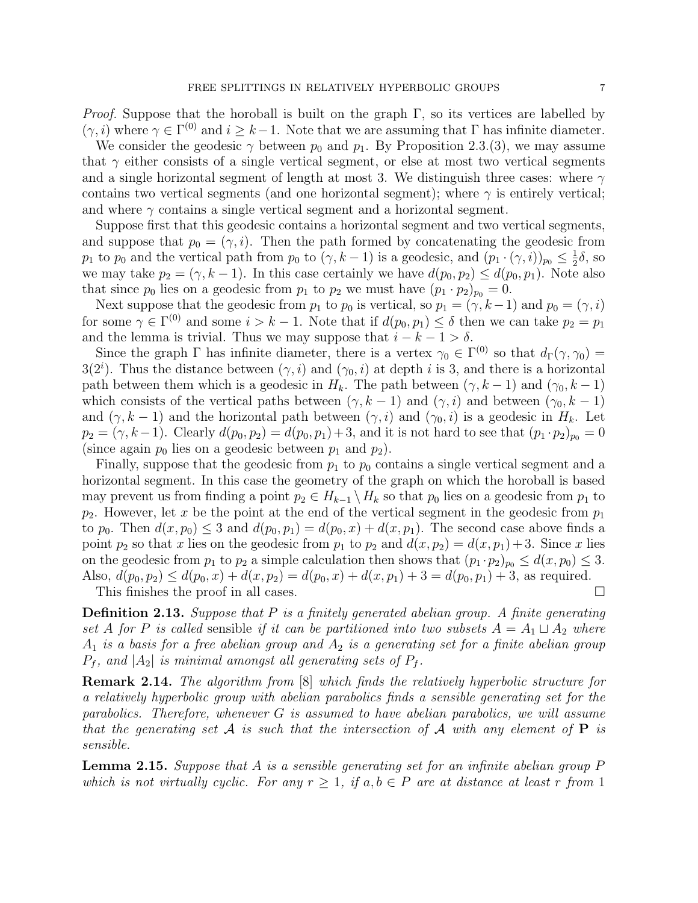*Proof.* Suppose that the horoball is built on the graph $\Gamma$, so its vertices are labelled by $(\gamma, i)$ where $\gamma \in \Gamma^{(0)}$ and $i \geq k-1$. Note that we are assuming that $\Gamma$ has infinite diameter.

We consider the geodesic $\gamma$ between $p_0$ and $p_1$. By Proposition 2.3.(3), we may assume that $\gamma$ either consists of a single vertical segment, or else at most two vertical segments and a single horizontal segment of length at most 3. We distinguish three cases: where $\gamma$ contains two vertical segments (and one horizontal segment); where $\gamma$ is entirely vertical; and where $\gamma$ contains a single vertical segment and a horizontal segment.

Suppose first that this geodesic contains a horizontal segment and two vertical segments, and suppose that $p_0 = (\gamma, i)$. Then the path formed by concatenating the geodesic from $p_1$ to $p_0$ and the vertical path from $p_0$ to $(\gamma, k-1)$ is a geodesic, and $(p_1 \cdot (\gamma, i))_{p_0} \leq \frac{1}{2}\delta$, so we may take $p_2 = (\gamma, k-1)$. In this case certainly we have $d(p_0, p_2) \leq d(p_0, p_1)$. Note also that since $p_0$ lies on a geodesic from $p_1$ to $p_2$ we must have $(p_1 \cdot p_2)_{p_0} = 0$.

Next suppose that the geodesic from $p_1$ to $p_0$ is vertical, so $p_1 = (\gamma, k-1)$ and $p_0 = (\gamma, i)$ for some $\gamma \in \Gamma^{(0)}$ and some $i > k-1$. Note that if $d(p_0, p_1) \leq \delta$ then we can take $p_2 = p_1$ and the lemma is trivial. Thus we may suppose that $i - k - 1 > \delta$.

Since the graph $\Gamma$ has infinite diameter, there is a vertex $\gamma_0 \in \Gamma^{(0)}$ so that $d_\Gamma(\gamma, \gamma_0) = 3(2^i)$. Thus the distance between $(\gamma, i)$ and $(\gamma_0, i)$ at depth $i$ is 3, and there is a horizontal path between them which is a geodesic in $H_k$. The path between $(\gamma, k-1)$ and $(\gamma_0, k-1)$ which consists of the vertical paths between $(\gamma, k-1)$ and $(\gamma, i)$ and between $(\gamma_0, k-1)$ and $(\gamma, k-1)$ and the horizontal path between $(\gamma, i)$ and $(\gamma_0, i)$ is a geodesic in $H_k$. Let $p_2 = (\gamma, k-1)$. Clearly $d(p_0, p_2) = d(p_0, p_1) + 3$, and it is not hard to see that $(p_1 \cdot p_2)_{p_0} = 0$ (since again $p_0$ lies on a geodesic between $p_1$ and $p_2$).

Finally, suppose that the geodesic from $p_1$ to $p_0$ contains a single vertical segment and a horizontal segment. In this case the geometry of the graph on which the horoball is based may prevent us from finding a point $p_2 \in H_{k-1} \setminus H_k$ so that $p_0$ lies on a geodesic from $p_1$ to $p_2$. However, let $x$ be the point at the end of the vertical segment in the geodesic from $p_1$ to $p_0$. Then $d(x, p_0) \leq 3$ and $d(p_0, p_1) = d(p_0, x) + d(x, p_1)$. The second case above finds a point $p_2$ so that $x$ lies on the geodesic from $p_1$ to $p_2$ and $d(x, p_2) = d(x, p_1) + 3$. Since $x$ lies on the geodesic from $p_1$ to $p_2$ a simple calculation then shows that $(p_1 \cdot p_2)_{p_0} \leq d(x, p_0) \leq 3$. Also, $d(p_0, p_2) \leq d(p_0, x) + d(x, p_2) = d(p_0, x) + d(x, p_1) + 3 = d(p_0, p_1) + 3$, as required.

This finishes the proof in all cases. $\square$

**Definition 2.13.** *Suppose that $P$ is a finitely generated abelian group. A finite generating set $A$ for $P$ is called* sensible *if it can be partitioned into two subsets $A = A_1 \sqcup A_2$ where $A_1$ is a basis for a free abelian group and $A_2$ is a generating set for a finite abelian group $P_f$, and $|A_2|$ is minimal amongst all generating sets of $P_f$.*

**Remark 2.14.** *The algorithm from [8] which finds the relatively hyperbolic structure for a relatively hyperbolic group with abelian parabolics finds a sensible generating set for the parabolics. Therefore, whenever $G$ is assumed to have abelian parabolics, we will assume that the generating set $\mathcal{A}$ is such that the intersection of $\mathcal{A}$ with any element of $\mathbf{P}$ is sensible.*

**Lemma 2.15.** *Suppose that $A$ is a sensible generating set for an infinite abelian group $P$ which is not virtually cyclic. For any $r \geq 1$, if $a, b \in P$ are at distance at least $r$ from 1*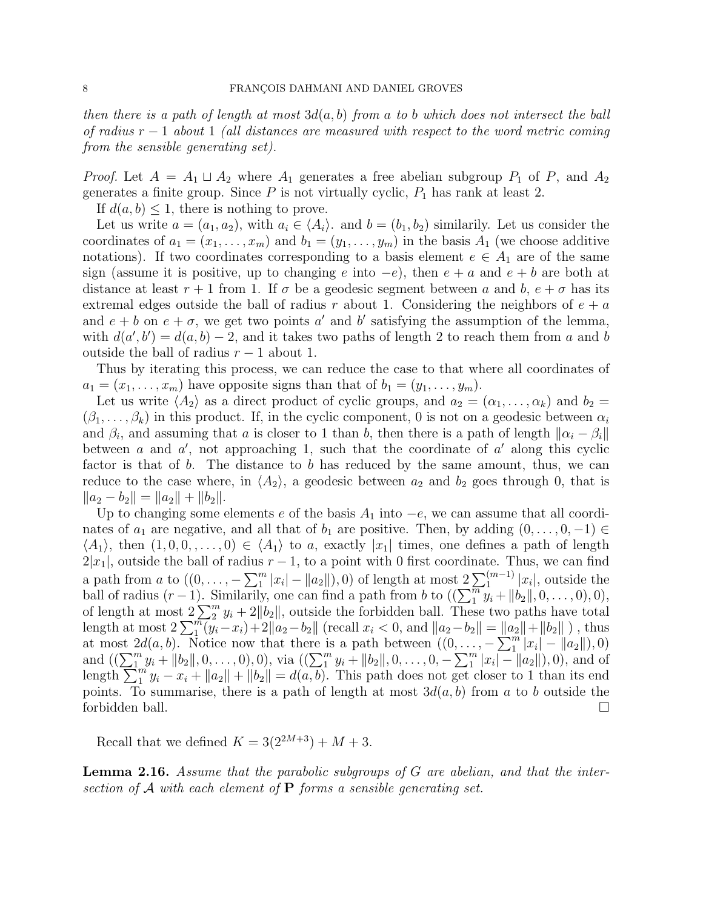*then there is a path of length at most $3d(a,b)$ from $a$ to $b$ which does not intersect the ball of radius $r-1$ about $1$ (all distances are measured with respect to the word metric coming from the sensible generating set).*

*Proof.* Let $A = A_1 \sqcup A_2$ where $A_1$ generates a free abelian subgroup $P_1$ of $P$, and $A_2$ generates a finite group. Since $P$ is not virtually cyclic, $P_1$ has rank at least 2.

If $d(a,b) \leq 1$, there is nothing to prove.

Let us write $a = (a_1, a_2)$, with $a_i \in \langle A_i \rangle$. and $b = (b_1, b_2)$ similarly. Let us consider the coordinates of $a_1 = (x_1, \ldots, x_m)$ and $b_1 = (y_1, \ldots, y_m)$ in the basis $A_1$ (we choose additive notations). If two coordinates corresponding to a basis element $e \in A_1$ are of the same sign (assume it is positive, up to changing $e$ into $-e$), then $e + a$ and $e + b$ are both at distance at least $r+1$ from 1. If $\sigma$ be a geodesic segment between $a$ and $b$, $e + \sigma$ has its extremal edges outside the ball of radius $r$ about 1. Considering the neighbors of $e + a$ and $e + b$ on $e + \sigma$, we get two points $a'$ and $b'$ satisfying the assumption of the lemma, with $d(a', b') = d(a,b) - 2$, and it takes two paths of length 2 to reach them from $a$ and $b$ outside the ball of radius $r-1$ about 1.

Thus by iterating this process, we can reduce the case to that where all coordinates of $a_1 = (x_1, \ldots, x_m)$ have opposite signs than that of $b_1 = (y_1, \ldots, y_m)$.

Let us write $\langle A_2 \rangle$ as a direct product of cyclic groups, and $a_2 = (\alpha_1, \ldots, \alpha_k)$ and $b_2 = (\beta_1, \ldots, \beta_k)$ in this product. If, in the cyclic component, 0 is not on a geodesic between $\alpha_i$ and $\beta_i$, and assuming that $a$ is closer to 1 than $b$, then there is a path of length $\|\alpha_i - \beta_i\|$ between $a$ and $a'$, not approaching 1, such that the coordinate of $a'$ along this cyclic factor is that of $b$. The distance to $b$ has reduced by the same amount, thus, we can reduce to the case where, in $\langle A_2 \rangle$, a geodesic between $a_2$ and $b_2$ goes through 0, that is $\|a_2 - b_2\| = \|a_2\| + \|b_2\|$.

Up to changing some elements $e$ of the basis $A_1$ into $-e$, we can assume that all coordinates of $a_1$ are negative, and all that of $b_1$ are positive. Then, by adding $(0, \ldots, 0, -1) \in \langle A_1 \rangle$, then $(1, 0, 0, , \ldots, 0) \in \langle A_1 \rangle$ to $a$, exactly $|x_1|$ times, one defines a path of length $2|x_1|$, outside the ball of radius $r-1$, to a point with 0 first coordinate. Thus, we can find a path from $a$ to $((0, \ldots, -\sum_1^m |x_i| - \|a_2\|), 0)$ of length at most $2\sum_1^{(m-1)} |x_i|$, outside the ball of radius $(r-1)$. Similarily, one can find a path from $b$ to $((\sum_1^m y_i + \|b_2\|, 0, \ldots, 0), 0)$, of length at most $2\sum_2^m y_i + 2\|b_2\|$, outside the forbidden ball. These two paths have total length at most $2\sum_1^m (y_i - x_i) + 2\|a_2 - b_2\|$ (recall $x_i < 0$, and $\|a_2 - b_2\| = \|a_2\| + \|b_2\|$ ) , thus at most $2d(a,b)$. Notice now that there is a path between $((0, \ldots, -\sum_1^m |x_i| - \|a_2\|), 0)$ and $((\sum_1^m y_i + \|b_2\|, 0, \ldots, 0), 0)$, via $((\sum_1^m y_i + \|b_2\|, 0, \ldots, 0, -\sum_1^m |x_i| - \|a_2\|), 0)$, and of length $\sum_1^m y_i - x_i + \|a_2\| + \|b_2\| = d(a,b)$. This path does not get closer to 1 than its end points. To summarise, there is a path of length at most $3d(a,b)$ from $a$ to $b$ outside the forbidden ball. $\square$

Recall that we defined $K = 3(2^{2M+3}) + M + 3$.

**Lemma 2.16.** *Assume that the parabolic subgroups of $G$ are abelian, and that the intersection of $\mathcal{A}$ with each element of $\mathbf{P}$ forms a sensible generating set.*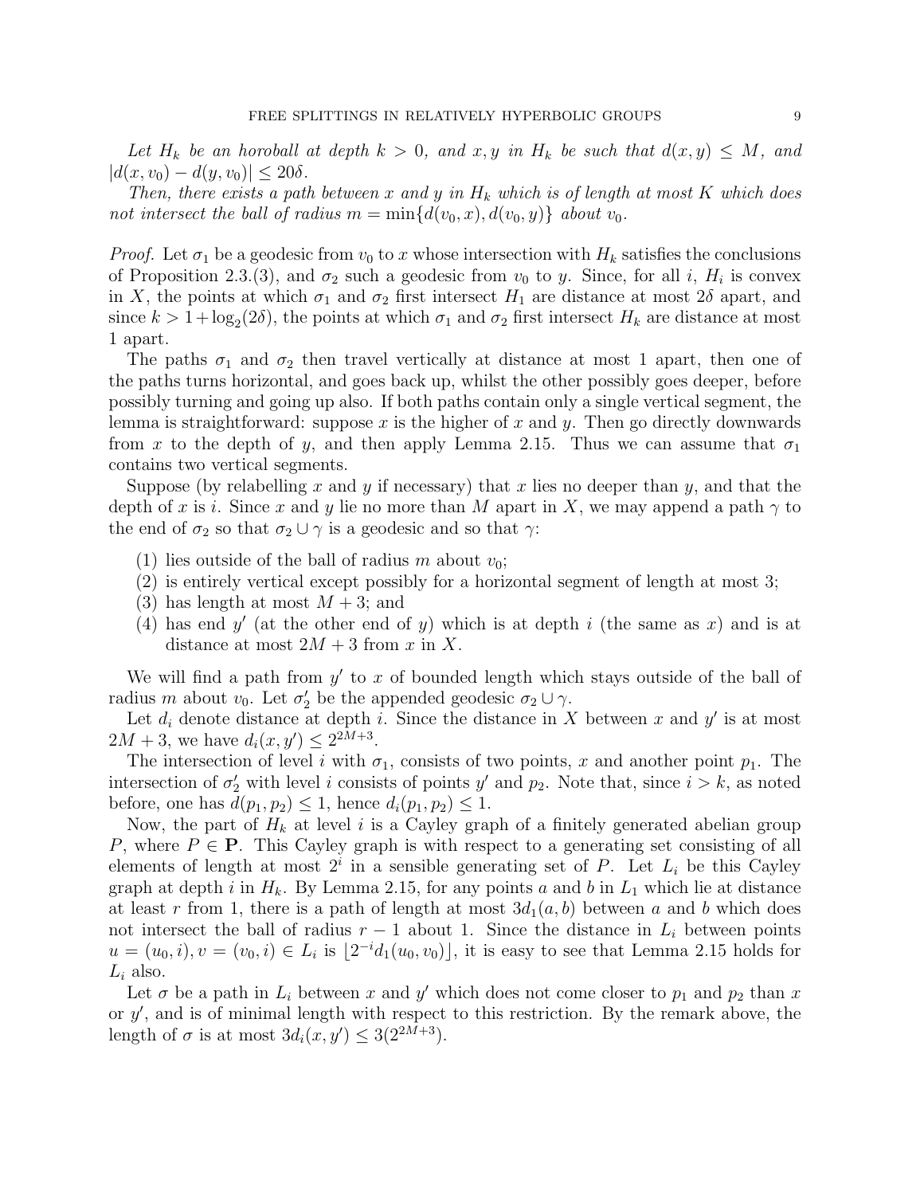*Let $H_k$ be an horoball at depth $k > 0$, and $x, y$ in $H_k$ be such that $d(x, y) \leq M$, and $|d(x, v_0) - d(y, v_0)| \leq 20\delta$.*

*Then, there exists a path between $x$ and $y$ in $H_k$ which is of length at most $K$ which does not intersect the ball of radius $m = \min\{d(v_0, x), d(v_0, y)\}$ about $v_0$.*

*Proof.* Let $\sigma_1$ be a geodesic from $v_0$ to $x$ whose intersection with $H_k$ satisfies the conclusions of Proposition 2.3.(3), and $\sigma_2$ such a geodesic from $v_0$ to $y$. Since, for all $i$, $H_i$ is convex in $X$, the points at which $\sigma_1$ and $\sigma_2$ first intersect $H_1$ are distance at most $2\delta$ apart, and since $k > 1 + \log_2(2\delta)$, the points at which $\sigma_1$ and $\sigma_2$ first intersect $H_k$ are distance at most 1 apart.

The paths $\sigma_1$ and $\sigma_2$ then travel vertically at distance at most 1 apart, then one of the paths turns horizontal, and goes back up, whilst the other possibly goes deeper, before possibly turning and going up also. If both paths contain only a single vertical segment, the lemma is straightforward: suppose $x$ is the higher of $x$ and $y$. Then go directly downwards from $x$ to the depth of $y$, and then apply Lemma 2.15. Thus we can assume that $\sigma_1$ contains two vertical segments.

Suppose (by relabelling $x$ and $y$ if necessary) that $x$ lies no deeper than $y$, and that the depth of $x$ is $i$. Since $x$ and $y$ lie no more than $M$ apart in $X$, we may append a path $\gamma$ to the end of $\sigma_2$ so that $\sigma_2 \cup \gamma$ is a geodesic and so that $\gamma$:

(1) lies outside of the ball of radius $m$ about $v_0$;
(2) is entirely vertical except possibly for a horizontal segment of length at most 3;
(3) has length at most $M + 3$; and
(4) has end $y'$ (at the other end of $y$) which is at depth $i$ (the same as $x$) and is at distance at most $2M + 3$ from $x$ in $X$.

We will find a path from $y'$ to $x$ of bounded length which stays outside of the ball of radius $m$ about $v_0$. Let $\sigma_2'$ be the appended geodesic $\sigma_2 \cup \gamma$.

Let $d_i$ denote distance at depth $i$. Since the distance in $X$ between $x$ and $y'$ is at most $2M + 3$, we have $d_i(x, y') \leq 2^{2M+3}$.

The intersection of level $i$ with $\sigma_1$, consists of two points, $x$ and another point $p_1$. The intersection of $\sigma_2'$ with level $i$ consists of points $y'$ and $p_2$. Note that, since $i > k$, as noted before, one has $d(p_1, p_2) \leq 1$, hence $d_i(p_1, p_2) \leq 1$.

Now, the part of $H_k$ at level $i$ is a Cayley graph of a finitely generated abelian group $P$, where $P \in \mathbf{P}$. This Cayley graph is with respect to a generating set consisting of all elements of length at most $2^i$ in a sensible generating set of $P$. Let $L_i$ be this Cayley graph at depth $i$ in $H_k$. By Lemma 2.15, for any points $a$ and $b$ in $L_1$ which lie at distance at least $r$ from 1, there is a path of length at most $3d_1(a, b)$ between $a$ and $b$ which does not intersect the ball of radius $r - 1$ about 1. Since the distance in $L_i$ between points $u = (u_0, i), v = (v_0, i) \in L_i$ is $\lfloor 2^{-i} d_1(u_0, v_0) \rfloor$, it is easy to see that Lemma 2.15 holds for $L_i$ also.

Let $\sigma$ be a path in $L_i$ between $x$ and $y'$ which does not come closer to $p_1$ and $p_2$ than $x$ or $y'$, and is of minimal length with respect to this restriction. By the remark above, the length of $\sigma$ is at most $3d_i(x, y') \leq 3(2^{2M+3})$.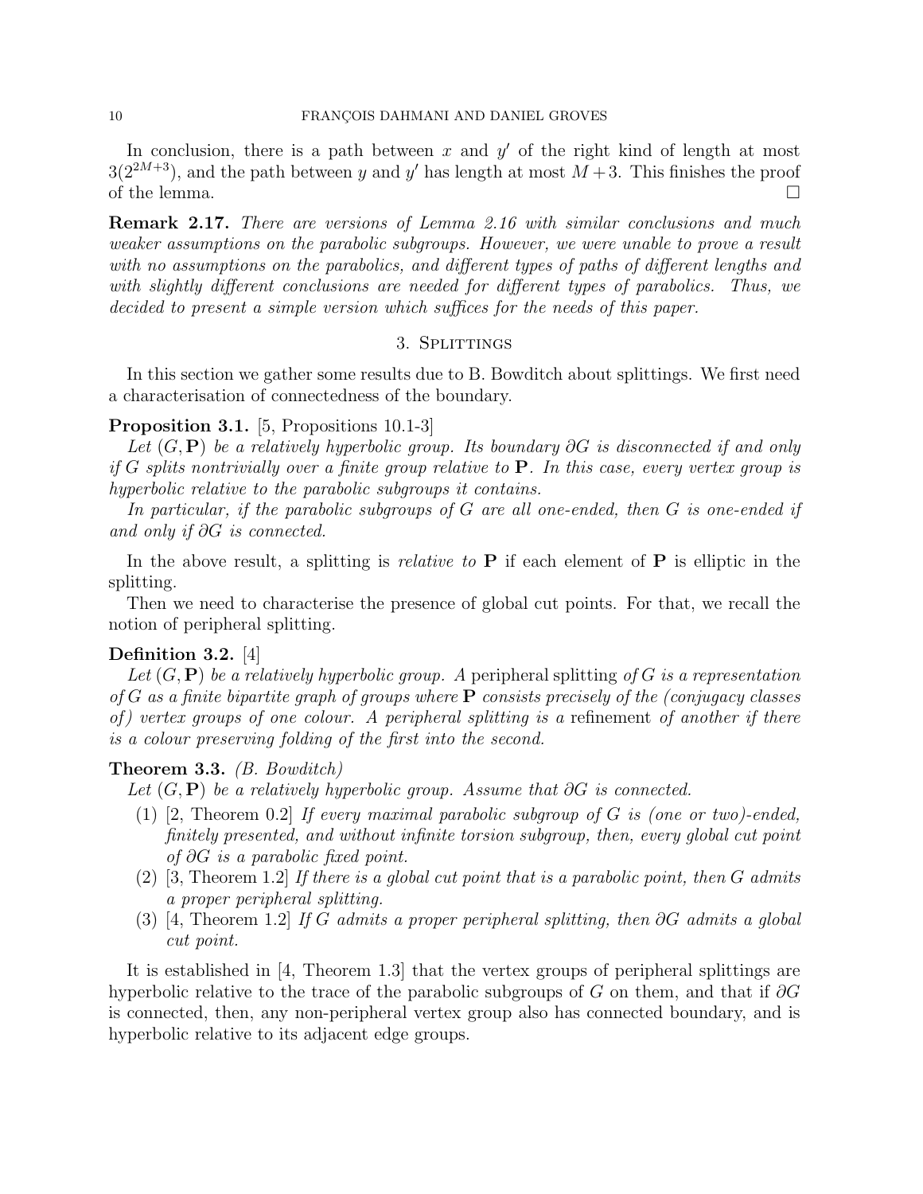In conclusion, there is a path between $x$ and $y'$ of the right kind of length at most $3(2^{2M+3})$, and the path between $y$ and $y'$ has length at most $M+3$. This finishes the proof of the lemma. □

**Remark 2.17.** *There are versions of Lemma 2.16 with similar conclusions and much weaker assumptions on the parabolic subgroups. However, we were unable to prove a result with no assumptions on the parabolics, and different types of paths of different lengths and with slightly different conclusions are needed for different types of parabolics. Thus, we decided to present a simple version which suffices for the needs of this paper.*

## 3. Splittings

In this section we gather some results due to B. Bowditch about splittings. We first need a characterisation of connectedness of the boundary.

**Proposition 3.1.** [5, Propositions 10.1-3]

*Let $(G, \mathbf{P})$ be a relatively hyperbolic group. Its boundary $\partial G$ is disconnected if and only if $G$ splits nontrivially over a finite group relative to $\mathbf{P}$. In this case, every vertex group is hyperbolic relative to the parabolic subgroups it contains.*

*In particular, if the parabolic subgroups of $G$ are all one-ended, then $G$ is one-ended if and only if $\partial G$ is connected.*

In the above result, a splitting is *relative to* $\mathbf{P}$ if each element of $\mathbf{P}$ is elliptic in the splitting.

Then we need to characterise the presence of global cut points. For that, we recall the notion of peripheral splitting.

**Definition 3.2.** [4]

*Let $(G, \mathbf{P})$ be a relatively hyperbolic group. A* peripheral splitting *of $G$ is a representation of $G$ as a finite bipartite graph of groups where $\mathbf{P}$ consists precisely of the (conjugacy classes of) vertex groups of one colour. A peripheral splitting is a* refinement *of another if there is a colour preserving folding of the first into the second.*

**Theorem 3.3.** *(B. Bowditch)*

*Let $(G, \mathbf{P})$ be a relatively hyperbolic group. Assume that $\partial G$ is connected.*

1. [2, Theorem 0.2] *If every maximal parabolic subgroup of $G$ is (one or two)-ended, finitely presented, and without infinite torsion subgroup, then, every global cut point of $\partial G$ is a parabolic fixed point.*
2. [3, Theorem 1.2] *If there is a global cut point that is a parabolic point, then $G$ admits a proper peripheral splitting.*
3. [4, Theorem 1.2] *If $G$ admits a proper peripheral splitting, then $\partial G$ admits a global cut point.*

It is established in [4, Theorem 1.3] that the vertex groups of peripheral splittings are hyperbolic relative to the trace of the parabolic subgroups of $G$ on them, and that if $\partial G$ is connected, then, any non-peripheral vertex group also has connected boundary, and is hyperbolic relative to its adjacent edge groups.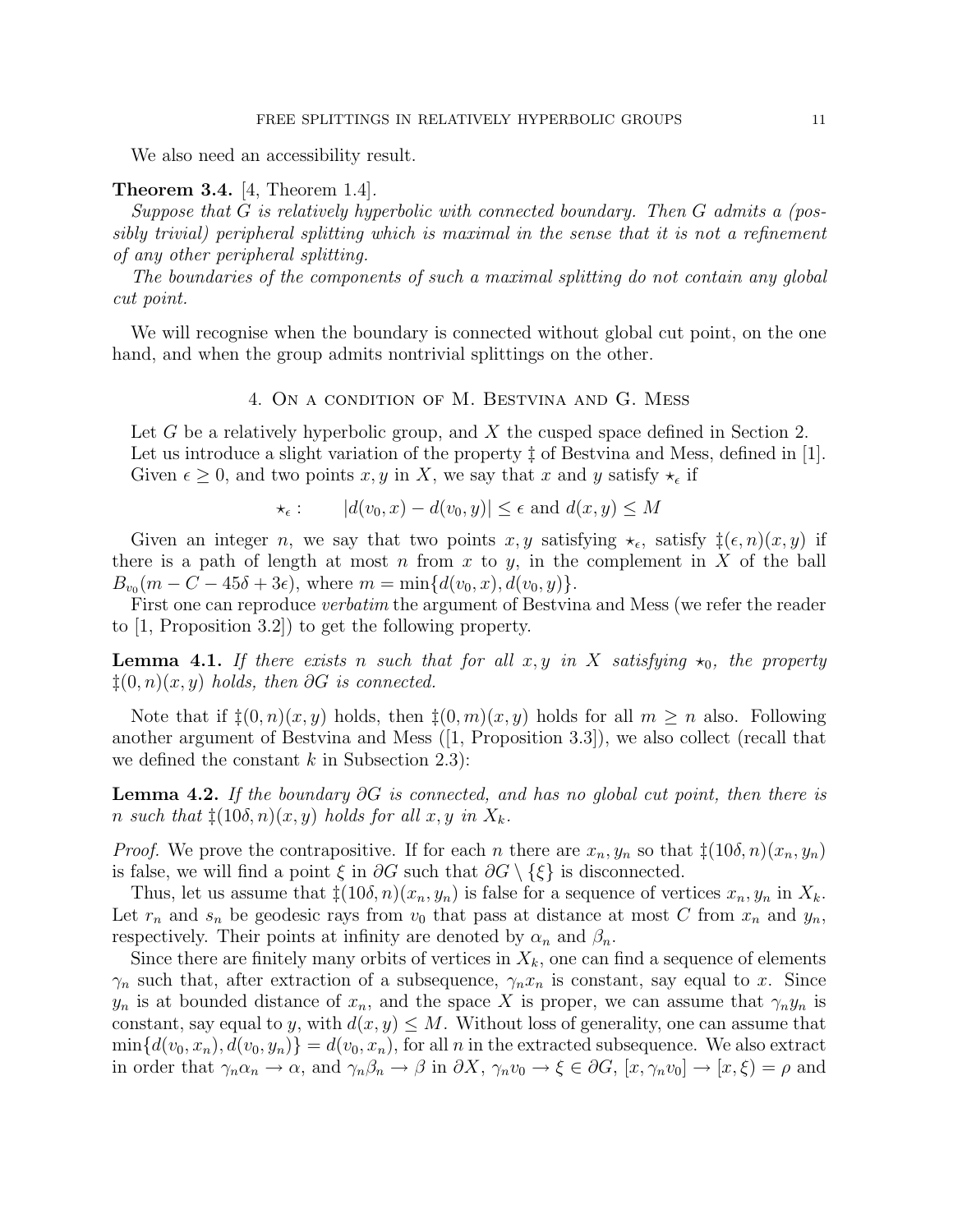We also need an accessibility result.

**Theorem 3.4.** [4, Theorem 1.4].

*Suppose that $G$ is relatively hyperbolic with connected boundary. Then $G$ admits a (possibly trivial) peripheral splitting which is maximal in the sense that it is not a refinement of any other peripheral splitting.*

*The boundaries of the components of such a maximal splitting do not contain any global cut point.*

We will recognise when the boundary is connected without global cut point, on the one hand, and when the group admits nontrivial splittings on the other.

## 4. On a condition of M. Bestvina and G. Mess

Let $G$ be a relatively hyperbolic group, and $X$ the cusped space defined in Section 2. Let us introduce a slight variation of the property $\ddagger$ of Bestvina and Mess, defined in [1]. Given $\epsilon \geq 0$, and two points $x, y$ in $X$, we say that $x$ and $y$ satisfy $\star_\epsilon$ if

$$\star_\epsilon : \qquad |d(v_0, x) - d(v_0, y)| \leq \epsilon \text{ and } d(x, y) \leq M$$

Given an integer $n$, we say that two points $x, y$ satisfying $\star_\epsilon$, satisfy $\ddagger(\epsilon, n)(x, y)$ if there is a path of length at most $n$ from $x$ to $y$, in the complement in $X$ of the ball $B_{v_0}(m - C - 45\delta + 3\epsilon)$, where $m = \min\{d(v_0, x), d(v_0, y)\}$.

First one can reproduce *verbatim* the argument of Bestvina and Mess (we refer the reader to [1, Proposition 3.2]) to get the following property.

**Lemma 4.1.** *If there exists $n$ such that for all $x, y$ in $X$ satisfying $\star_0$, the property $\ddagger(0, n)(x, y)$ holds, then $\partial G$ is connected.*

Note that if $\ddagger(0, n)(x, y)$ holds, then $\ddagger(0, m)(x, y)$ holds for all $m \geq n$ also. Following another argument of Bestvina and Mess ([1, Proposition 3.3]), we also collect (recall that we defined the constant $k$ in Subsection 2.3):

**Lemma 4.2.** *If the boundary $\partial G$ is connected, and has no global cut point, then there is $n$ such that $\ddagger(10\delta, n)(x, y)$ holds for all $x, y$ in $X_k$.*

*Proof.* We prove the contrapositive. If for each $n$ there are $x_n, y_n$ so that $\ddagger(10\delta, n)(x_n, y_n)$ is false, we will find a point $\xi$ in $\partial G$ such that $\partial G \setminus \{\xi\}$ is disconnected.

Thus, let us assume that $\ddagger(10\delta, n)(x_n, y_n)$ is false for a sequence of vertices $x_n, y_n$ in $X_k$. Let $r_n$ and $s_n$ be geodesic rays from $v_0$ that pass at distance at most $C$ from $x_n$ and $y_n$, respectively. Their points at infinity are denoted by $\alpha_n$ and $\beta_n$.

Since there are finitely many orbits of vertices in $X_k$, one can find a sequence of elements $\gamma_n$ such that, after extraction of a subsequence, $\gamma_n x_n$ is constant, say equal to $x$. Since $y_n$ is at bounded distance of $x_n$, and the space $X$ is proper, we can assume that $\gamma_n y_n$ is constant, say equal to $y$, with $d(x, y) \leq M$. Without loss of generality, one can assume that $\min\{d(v_0, x_n), d(v_0, y_n)\} = d(v_0, x_n)$, for all $n$ in the extracted subsequence. We also extract in order that $\gamma_n \alpha_n \to \alpha$, and $\gamma_n \beta_n \to \beta$ in $\partial X$, $\gamma_n v_0 \to \xi \in \partial G$, $[x, \gamma_n v_0] \to [x, \xi) = \rho$ and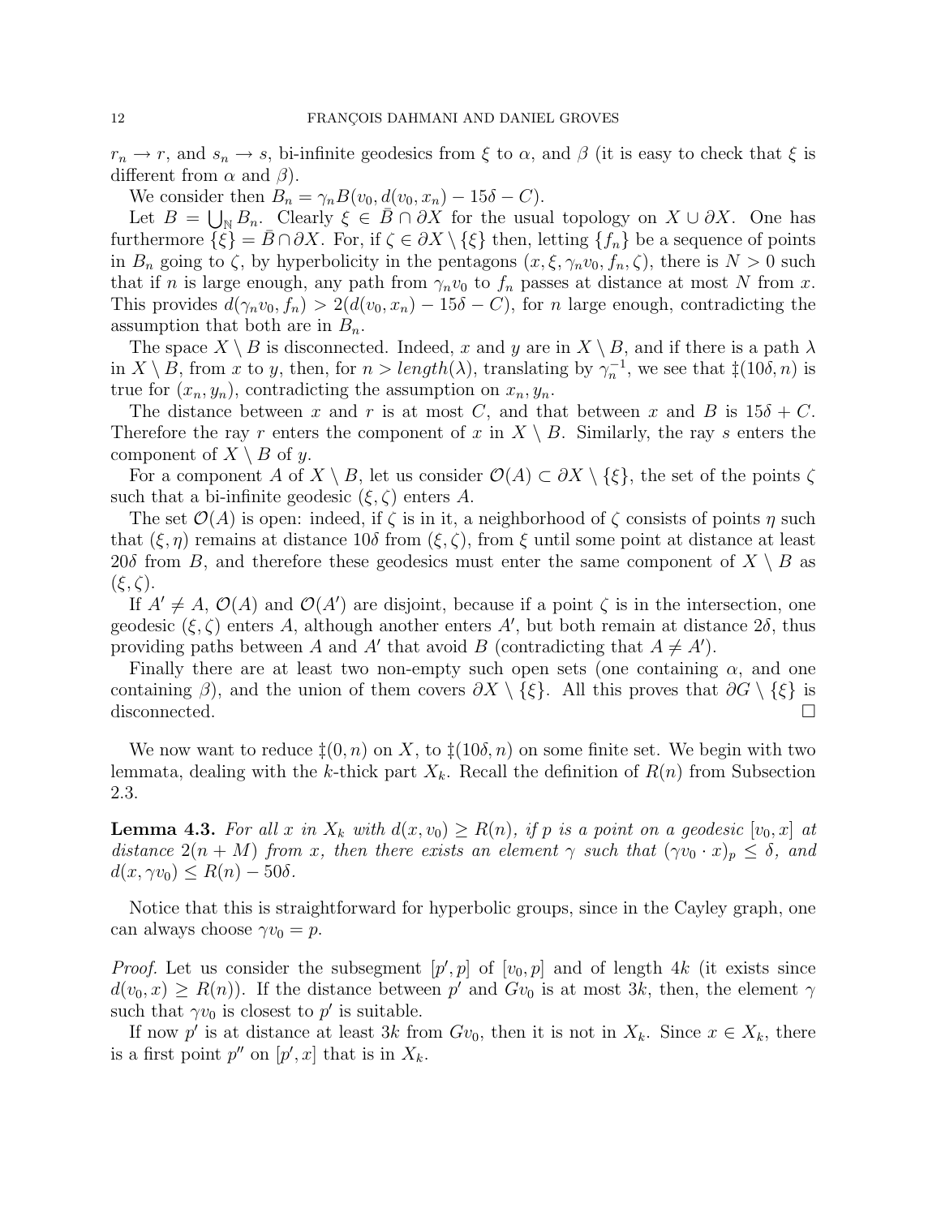$r_n \to r$, and $s_n \to s$, bi-infinite geodesics from $\xi$ to $\alpha$, and $\beta$ (it is easy to check that $\xi$ is different from $\alpha$ and $\beta$).

We consider then $B_n = \gamma_n B(v_0, d(v_0, x_n) - 15\delta - C)$.

Let $B = \bigcup_{\mathbb{N}} B_n$. Clearly $\xi \in \bar{B} \cap \partial X$ for the usual topology on $X \cup \partial X$. One has furthermore $\{\xi\} = \bar{B} \cap \partial X$. For, if $\zeta \in \partial X \setminus \{\xi\}$ then, letting $\{f_n\}$ be a sequence of points in $B_n$ going to $\zeta$, by hyperbolicity in the pentagons $(x, \xi, \gamma_n v_0, f_n, \zeta)$, there is $N > 0$ such that if $n$ is large enough, any path from $\gamma_n v_0$ to $f_n$ passes at distance at most $N$ from $x$. This provides $d(\gamma_n v_0, f_n) > 2(d(v_0, x_n) - 15\delta - C)$, for $n$ large enough, contradicting the assumption that both are in $B_n$.

The space $X \setminus B$ is disconnected. Indeed, $x$ and $y$ are in $X \setminus B$, and if there is a path $\lambda$ in $X \setminus B$, from $x$ to $y$, then, for $n > length(\lambda)$, translating by $\gamma_n^{-1}$, we see that $\ddagger(10\delta, n)$ is true for $(x_n, y_n)$, contradicting the assumption on $x_n, y_n$.

The distance between $x$ and $r$ is at most $C$, and that between $x$ and $B$ is $15\delta + C$. Therefore the ray $r$ enters the component of $x$ in $X \setminus B$. Similarly, the ray $s$ enters the component of $X \setminus B$ of $y$.

For a component $A$ of $X \setminus B$, let us consider $\mathcal{O}(A) \subset \partial X \setminus \{\xi\}$, the set of the points $\zeta$ such that a bi-infinite geodesic $(\xi, \zeta)$ enters $A$.

The set $\mathcal{O}(A)$ is open: indeed, if $\zeta$ is in it, a neighborhood of $\zeta$ consists of points $\eta$ such that $(\xi, \eta)$ remains at distance $10\delta$ from $(\xi, \zeta)$, from $\xi$ until some point at distance at least $20\delta$ from $B$, and therefore these geodesics must enter the same component of $X \setminus B$ as $(\xi, \zeta)$.

If $A' \neq A$, $\mathcal{O}(A)$ and $\mathcal{O}(A')$ are disjoint, because if a point $\zeta$ is in the intersection, one geodesic $(\xi, \zeta)$ enters $A$, although another enters $A'$, but both remain at distance $2\delta$, thus providing paths between $A$ and $A'$ that avoid $B$ (contradicting that $A \neq A'$).

Finally there are at least two non-empty such open sets (one containing $\alpha$, and one containing $\beta$), and the union of them covers $\partial X \setminus \{\xi\}$. All this proves that $\partial G \setminus \{\xi\}$ is disconnected. $\square$

We now want to reduce $\ddagger(0, n)$ on $X$, to $\ddagger(10\delta, n)$ on some finite set. We begin with two lemmata, dealing with the $k$-thick part $X_k$. Recall the definition of $R(n)$ from Subsection 2.3.

**Lemma 4.3.** *For all $x$ in $X_k$ with $d(x, v_0) \geq R(n)$, if $p$ is a point on a geodesic $[v_0, x]$ at distance $2(n + M)$ from $x$, then there exists an element $\gamma$ such that $(\gamma v_0 \cdot x)_p \leq \delta$, and $d(x, \gamma v_0) \leq R(n) - 50\delta$.*

Notice that this is straightforward for hyperbolic groups, since in the Cayley graph, one can always choose $\gamma v_0 = p$.

*Proof.* Let us consider the subsegment $[p', p]$ of $[v_0, p]$ and of length $4k$ (it exists since $d(v_0, x) \geq R(n)$). If the distance between $p'$ and $G v_0$ is at most $3k$, then, the element $\gamma$ such that $\gamma v_0$ is closest to $p'$ is suitable.

If now $p'$ is at distance at least $3k$ from $G v_0$, then it is not in $X_k$. Since $x \in X_k$, there is a first point $p''$ on $[p', x]$ that is in $X_k$.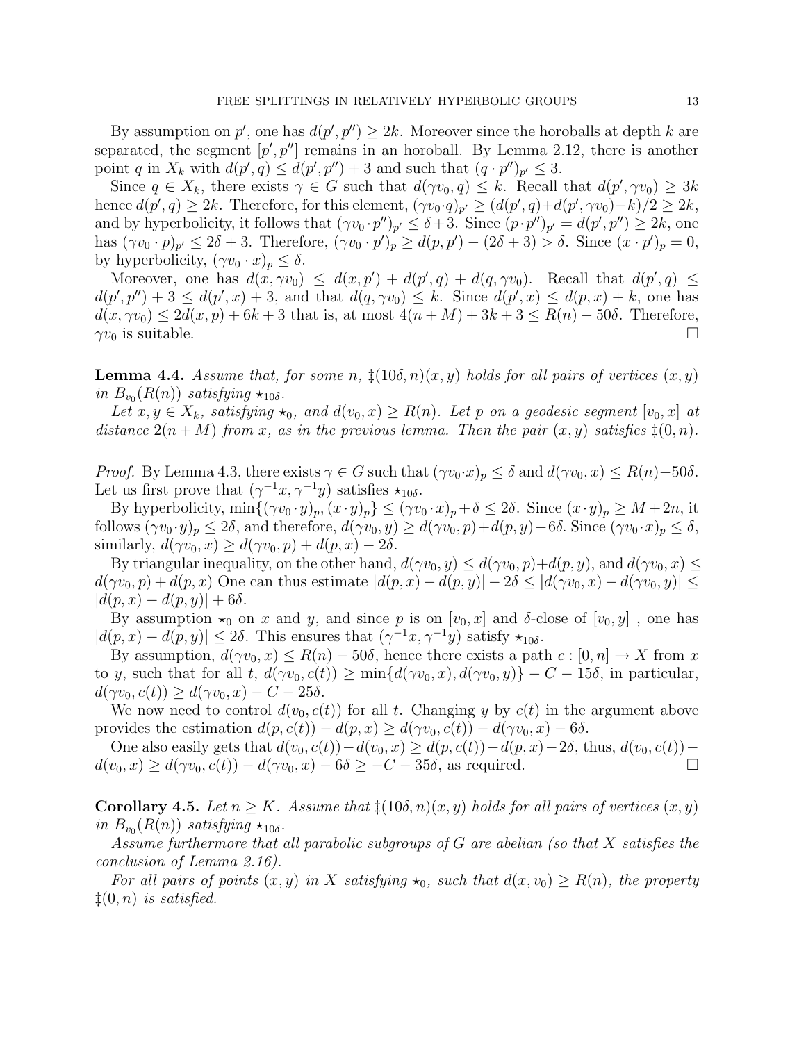By assumption on $p'$, one has $d(p', p'') \geq 2k$. Moreover since the horoballs at depth $k$ are separated, the segment $[p', p'']$ remains in an horoball. By Lemma 2.12, there is another point $q$ in $X_k$ with $d(p', q) \leq d(p', p'') + 3$ and such that $(q \cdot p'')_{p'} \leq 3$.

Since $q \in X_k$, there exists $\gamma \in G$ such that $d(\gamma v_0, q) \leq k$. Recall that $d(p', \gamma v_0) \geq 3k$ hence $d(p', q) \geq 2k$. Therefore, for this element, $(\gamma v_0 \cdot q)_{p'} \geq (d(p', q) + d(p', \gamma v_0) - k)/2 \geq 2k$, and by hyperbolicity, it follows that $(\gamma v_0 \cdot p'')_{p'} \leq \delta + 3$. Since $(p \cdot p'')_{p'} = d(p', p'') \geq 2k$, one has $(\gamma v_0 \cdot p)_{p'} \leq 2\delta + 3$. Therefore, $(\gamma v_0 \cdot p')_p \geq d(p, p') - (2\delta + 3) > \delta$. Since $(x \cdot p')_p = 0$, by hyperbolicity, $(\gamma v_0 \cdot x)_p \leq \delta$.

Moreover, one has $d(x, \gamma v_0) \leq d(x, p') + d(p', q) + d(q, \gamma v_0)$. Recall that $d(p', q) \leq d(p', p'') + 3 \leq d(p', x) + 3$, and that $d(q, \gamma v_0) \leq k$. Since $d(p', x) \leq d(p, x) + k$, one has $d(x, \gamma v_0) \leq 2d(x, p) + 6k + 3$ that is, at most $4(n + M) + 3k + 3 \leq R(n) - 50\delta$. Therefore, $\gamma v_0$ is suitable. $\square$

**Lemma 4.4.** *Assume that, for some $n$, $\ddagger(10\delta, n)(x, y)$ holds for all pairs of vertices $(x, y)$ in $B_{v_0}(R(n))$ satisfying $\star_{10\delta}$.*

*Let $x, y \in X_k$, satisfying $\star_0$, and $d(v_0, x) \geq R(n)$. Let $p$ on a geodesic segment $[v_0, x]$ at distance $2(n + M)$ from $x$, as in the previous lemma. Then the pair $(x, y)$ satisfies $\ddagger(0, n)$.*

*Proof.* By Lemma 4.3, there exists $\gamma \in G$ such that $(\gamma v_0 \cdot x)_p \leq \delta$ and $d(\gamma v_0, x) \leq R(n) - 50\delta$. Let us first prove that $(\gamma^{-1}x, \gamma^{-1}y)$ satisfies $\star_{10\delta}$.

By hyperbolicity, $\min\{(\gamma v_0 \cdot y)_p, (x \cdot y)_p\} \leq (\gamma v_0 \cdot x)_p + \delta \leq 2\delta$. Since $(x \cdot y)_p \geq M + 2n$, it follows $(\gamma v_0 \cdot y)_p \leq 2\delta$, and therefore, $d(\gamma v_0, y) \geq d(\gamma v_0, p) + d(p, y) - 6\delta$. Since $(\gamma v_0 \cdot x)_p \leq \delta$, similarly, $d(\gamma v_0, x) \geq d(\gamma v_0, p) + d(p, x) - 2\delta$.

By triangular inequality, on the other hand, $d(\gamma v_0, y) \leq d(\gamma v_0, p) + d(p, y)$, and $d(\gamma v_0, x) \leq d(\gamma v_0, p) + d(p, x)$ One can thus estimate $|d(p, x) - d(p, y)| - 2\delta \leq |d(\gamma v_0, x) - d(\gamma v_0, y)| \leq |d(p, x) - d(p, y)| + 6\delta$.

By assumption $\star_0$ on $x$ and $y$, and since $p$ is on $[v_0, x]$ and $\delta$-close of $[v_0, y]$ , one has $|d(p, x) - d(p, y)| \leq 2\delta$. This ensures that $(\gamma^{-1}x, \gamma^{-1}y)$ satisfy $\star_{10\delta}$.

By assumption, $d(\gamma v_0, x) \leq R(n) - 50\delta$, hence there exists a path $c : [0, n] \to X$ from $x$ to $y$, such that for all $t$, $d(\gamma v_0, c(t)) \geq \min\{d(\gamma v_0, x), d(\gamma v_0, y)\} - C - 15\delta$, in particular, $d(\gamma v_0, c(t)) \geq d(\gamma v_0, x) - C - 25\delta$.

We now need to control $d(v_0, c(t))$ for all $t$. Changing $y$ by $c(t)$ in the argument above provides the estimation $d(p, c(t)) - d(p, x) \geq d(\gamma v_0, c(t)) - d(\gamma v_0, x) - 6\delta$.

One also easily gets that $d(v_0, c(t)) - d(v_0, x) \geq d(p, c(t)) - d(p, x) - 2\delta$, thus, $d(v_0, c(t)) - d(v_0, x) \geq d(\gamma v_0, c(t)) - d(\gamma v_0, x) - 6\delta \geq -C - 35\delta$, as required. $\square$

**Corollary 4.5.** *Let $n \geq K$. Assume that $\ddagger(10\delta, n)(x, y)$ holds for all pairs of vertices $(x, y)$ in $B_{v_0}(R(n))$ satisfying $\star_{10\delta}$.*

*Assume furthermore that all parabolic subgroups of $G$ are abelian (so that $X$ satisfies the conclusion of Lemma 2.16).*

*For all pairs of points $(x, y)$ in $X$ satisfying $\star_0$, such that $d(x, v_0) \geq R(n)$, the property $\ddagger(0, n)$ is satisfied.*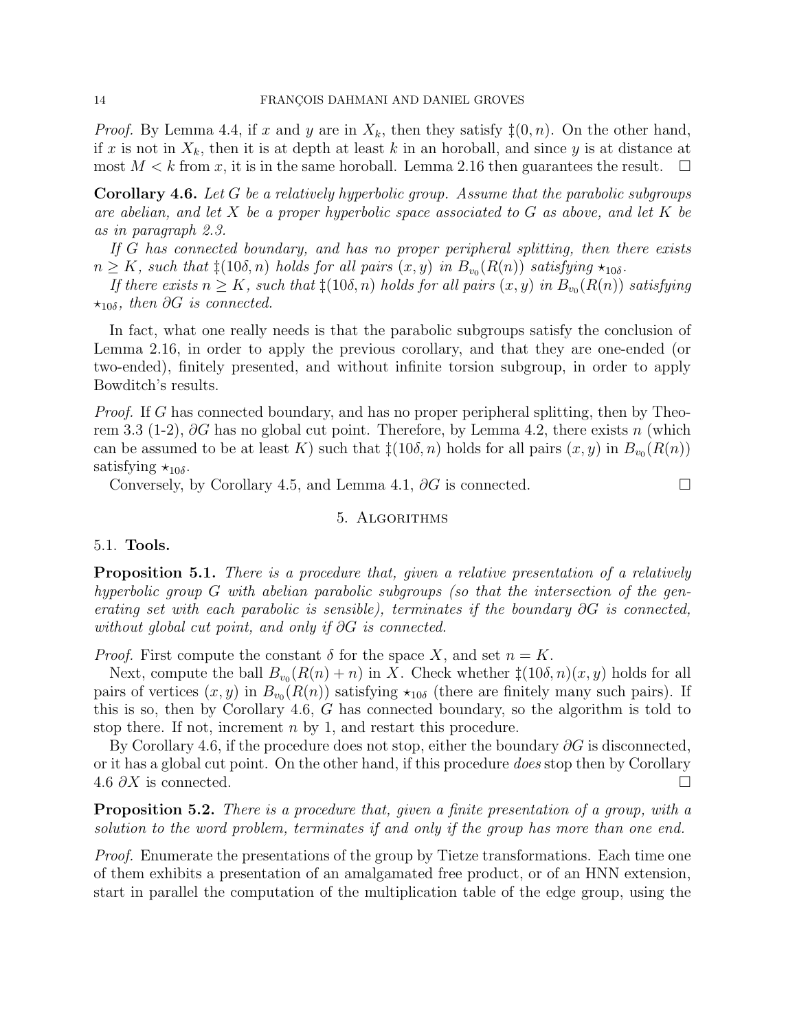*Proof.* By Lemma 4.4, if $x$ and $y$ are in $X_k$, then they satisfy $\ddagger(0, n)$. On the other hand, if $x$ is not in $X_k$, then it is at depth at least $k$ in an horoball, and since $y$ is at distance at most $M < k$ from $x$, it is in the same horoball. Lemma 2.16 then guarantees the result. $\square$

**Corollary 4.6.** *Let $G$ be a relatively hyperbolic group. Assume that the parabolic subgroups are abelian, and let $X$ be a proper hyperbolic space associated to $G$ as above, and let $K$ be as in paragraph 2.3.*

*If $G$ has connected boundary, and has no proper peripheral splitting, then there exists $n \geq K$, such that $\ddagger(10\delta, n)$ holds for all pairs $(x, y)$ in $B_{v_0}(R(n))$ satisfying $\star_{10\delta}$.*

*If there exists $n \geq K$, such that $\ddagger(10\delta, n)$ holds for all pairs $(x, y)$ in $B_{v_0}(R(n))$ satisfying $\star_{10\delta}$, then $\partial G$ is connected.*

In fact, what one really needs is that the parabolic subgroups satisfy the conclusion of Lemma 2.16, in order to apply the previous corollary, and that they are one-ended (or two-ended), finitely presented, and without infinite torsion subgroup, in order to apply Bowditch's results.

*Proof.* If $G$ has connected boundary, and has no proper peripheral splitting, then by Theorem 3.3 (1-2), $\partial G$ has no global cut point. Therefore, by Lemma 4.2, there exists $n$ (which can be assumed to be at least $K$) such that $\ddagger(10\delta, n)$ holds for all pairs $(x, y)$ in $B_{v_0}(R(n))$ satisfying $\star_{10\delta}$.

Conversely, by Corollary 4.5, and Lemma 4.1, $\partial G$ is connected. $\square$

## 5. Algorithms

### 5.1. **Tools.**

**Proposition 5.1.** *There is a procedure that, given a relative presentation of a relatively hyperbolic group $G$ with abelian parabolic subgroups (so that the intersection of the generating set with each parabolic is sensible), terminates if the boundary $\partial G$ is connected, without global cut point, and only if $\partial G$ is connected.*

*Proof.* First compute the constant $\delta$ for the space $X$, and set $n = K$.

Next, compute the ball $B_{v_0}(R(n) + n)$ in $X$. Check whether $\ddagger(10\delta, n)(x, y)$ holds for all pairs of vertices $(x, y)$ in $B_{v_0}(R(n))$ satisfying $\star_{10\delta}$ (there are finitely many such pairs). If this is so, then by Corollary 4.6, $G$ has connected boundary, so the algorithm is told to stop there. If not, increment $n$ by 1, and restart this procedure.

By Corollary 4.6, if the procedure does not stop, either the boundary $\partial G$ is disconnected, or it has a global cut point. On the other hand, if this procedure *does* stop then by Corollary 4.6 $\partial X$ is connected. $\square$

**Proposition 5.2.** *There is a procedure that, given a finite presentation of a group, with a solution to the word problem, terminates if and only if the group has more than one end.*

*Proof.* Enumerate the presentations of the group by Tietze transformations. Each time one of them exhibits a presentation of an amalgamated free product, or of an HNN extension, start in parallel the computation of the multiplication table of the edge group, using the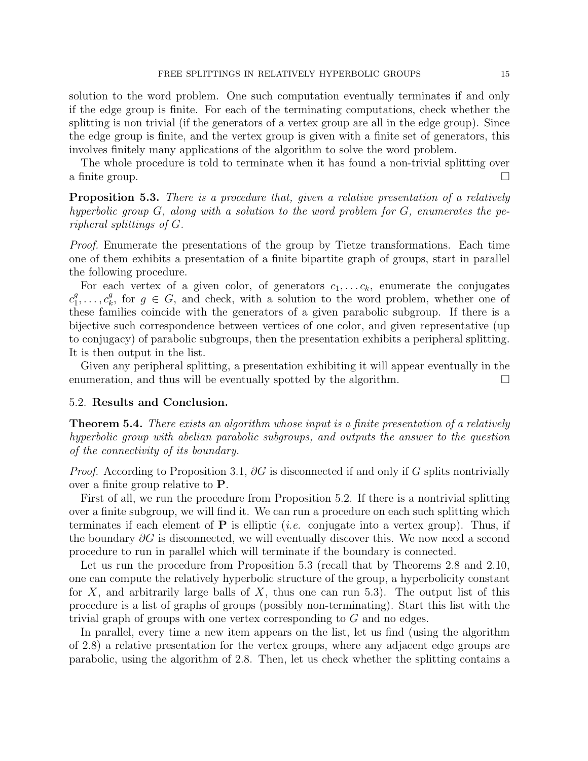solution to the word problem. One such computation eventually terminates if and only if the edge group is finite. For each of the terminating computations, check whether the splitting is non trivial (if the generators of a vertex group are all in the edge group). Since the edge group is finite, and the vertex group is given with a finite set of generators, this involves finitely many applications of the algorithm to solve the word problem.

The whole procedure is told to terminate when it has found a non-trivial splitting over a finite group. □

**Proposition 5.3.** *There is a procedure that, given a relative presentation of a relatively hyperbolic group $G$, along with a solution to the word problem for $G$, enumerates the peripheral splittings of $G$.*

*Proof.* Enumerate the presentations of the group by Tietze transformations. Each time one of them exhibits a presentation of a finite bipartite graph of groups, start in parallel the following procedure.

For each vertex of a given color, of generators $c_1, \dots c_k$, enumerate the conjugates $c_1^g, \dots, c_k^g$, for $g \in G$, and check, with a solution to the word problem, whether one of these families coincide with the generators of a given parabolic subgroup. If there is a bijective such correspondence between vertices of one color, and given representative (up to conjugacy) of parabolic subgroups, then the presentation exhibits a peripheral splitting. It is then output in the list.

Given any peripheral splitting, a presentation exhibiting it will appear eventually in the enumeration, and thus will be eventually spotted by the algorithm. □

### 5.2. **Results and Conclusion.**

**Theorem 5.4.** *There exists an algorithm whose input is a finite presentation of a relatively hyperbolic group with abelian parabolic subgroups, and outputs the answer to the question of the connectivity of its boundary.*

*Proof.* According to Proposition 3.1, $\partial G$ is disconnected if and only if $G$ splits nontrivially over a finite group relative to $\mathbf{P}$.

First of all, we run the procedure from Proposition 5.2. If there is a nontrivial splitting over a finite subgroup, we will find it. We can run a procedure on each such splitting which terminates if each element of $\mathbf{P}$ is elliptic (*i.e.* conjugate into a vertex group). Thus, if the boundary $\partial G$ is disconnected, we will eventually discover this. We now need a second procedure to run in parallel which will terminate if the boundary is connected.

Let us run the procedure from Proposition 5.3 (recall that by Theorems 2.8 and 2.10, one can compute the relatively hyperbolic structure of the group, a hyperbolicity constant for $X$, and arbitrarily large balls of $X$, thus one can run 5.3). The output list of this procedure is a list of graphs of groups (possibly non-terminating). Start this list with the trivial graph of groups with one vertex corresponding to $G$ and no edges.

In parallel, every time a new item appears on the list, let us find (using the algorithm of 2.8) a relative presentation for the vertex groups, where any adjacent edge groups are parabolic, using the algorithm of 2.8. Then, let us check whether the splitting contains a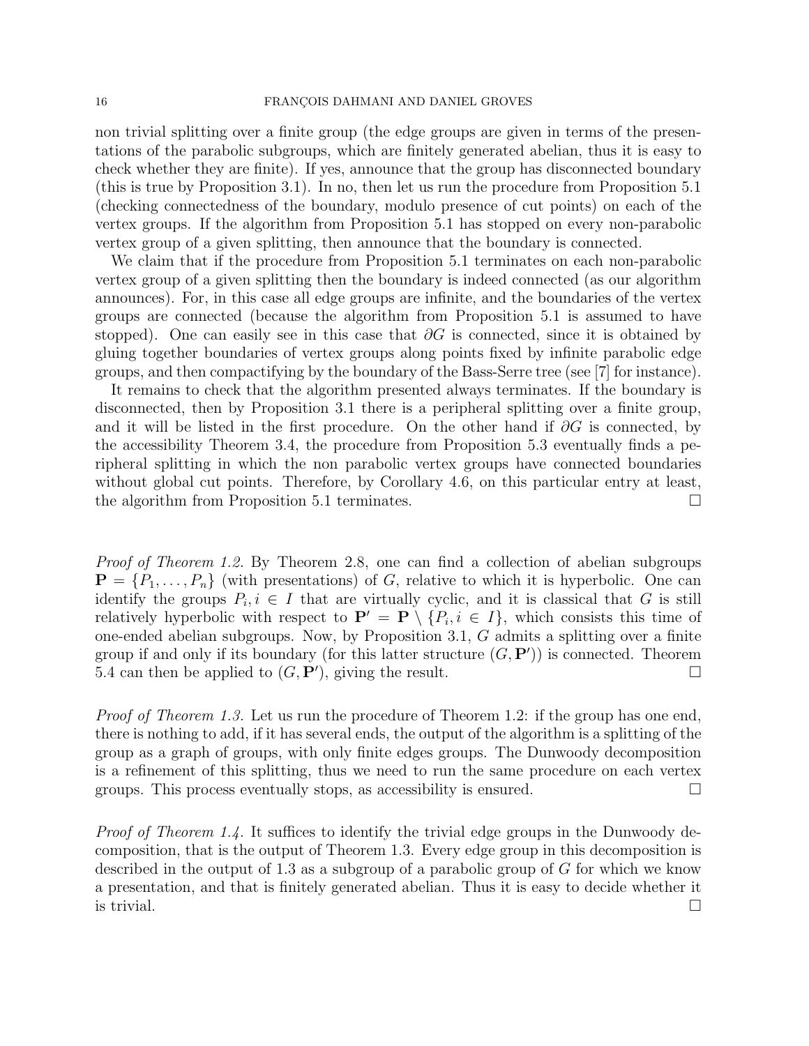non trivial splitting over a finite group (the edge groups are given in terms of the presentations of the parabolic subgroups, which are finitely generated abelian, thus it is easy to check whether they are finite). If yes, announce that the group has disconnected boundary (this is true by Proposition 3.1). In no, then let us run the procedure from Proposition 5.1 (checking connectedness of the boundary, modulo presence of cut points) on each of the vertex groups. If the algorithm from Proposition 5.1 has stopped on every non-parabolic vertex group of a given splitting, then announce that the boundary is connected.

We claim that if the procedure from Proposition 5.1 terminates on each non-parabolic vertex group of a given splitting then the boundary is indeed connected (as our algorithm announces). For, in this case all edge groups are infinite, and the boundaries of the vertex groups are connected (because the algorithm from Proposition 5.1 is assumed to have stopped). One can easily see in this case that $\partial G$ is connected, since it is obtained by gluing together boundaries of vertex groups along points fixed by infinite parabolic edge groups, and then compactifying by the boundary of the Bass-Serre tree (see [7] for instance).

It remains to check that the algorithm presented always terminates. If the boundary is disconnected, then by Proposition 3.1 there is a peripheral splitting over a finite group, and it will be listed in the first procedure. On the other hand if $\partial G$ is connected, by the accessibility Theorem 3.4, the procedure from Proposition 5.3 eventually finds a peripheral splitting in which the non parabolic vertex groups have connected boundaries without global cut points. Therefore, by Corollary 4.6, on this particular entry at least, the algorithm from Proposition 5.1 terminates. □

*Proof of Theorem 1.2.* By Theorem 2.8, one can find a collection of abelian subgroups $\mathbf{P} = \{P_1, \dots, P_n\}$ (with presentations) of $G$, relative to which it is hyperbolic. One can identify the groups $P_i, i \in I$ that are virtually cyclic, and it is classical that $G$ is still relatively hyperbolic with respect to $\mathbf{P}' = \mathbf{P} \setminus \{P_i, i \in I\}$, which consists this time of one-ended abelian subgroups. Now, by Proposition 3.1, $G$ admits a splitting over a finite group if and only if its boundary (for this latter structure $(G, \mathbf{P}')$) is connected. Theorem 5.4 can then be applied to $(G, \mathbf{P}')$, giving the result. □

*Proof of Theorem 1.3.* Let us run the procedure of Theorem 1.2: if the group has one end, there is nothing to add, if it has several ends, the output of the algorithm is a splitting of the group as a graph of groups, with only finite edges groups. The Dunwoody decomposition is a refinement of this splitting, thus we need to run the same procedure on each vertex groups. This process eventually stops, as accessibility is ensured. □

*Proof of Theorem 1.4.* It suffices to identify the trivial edge groups in the Dunwoody decomposition, that is the output of Theorem 1.3. Every edge group in this decomposition is described in the output of 1.3 as a subgroup of a parabolic group of $G$ for which we know a presentation, and that is finitely generated abelian. Thus it is easy to decide whether it is trivial. □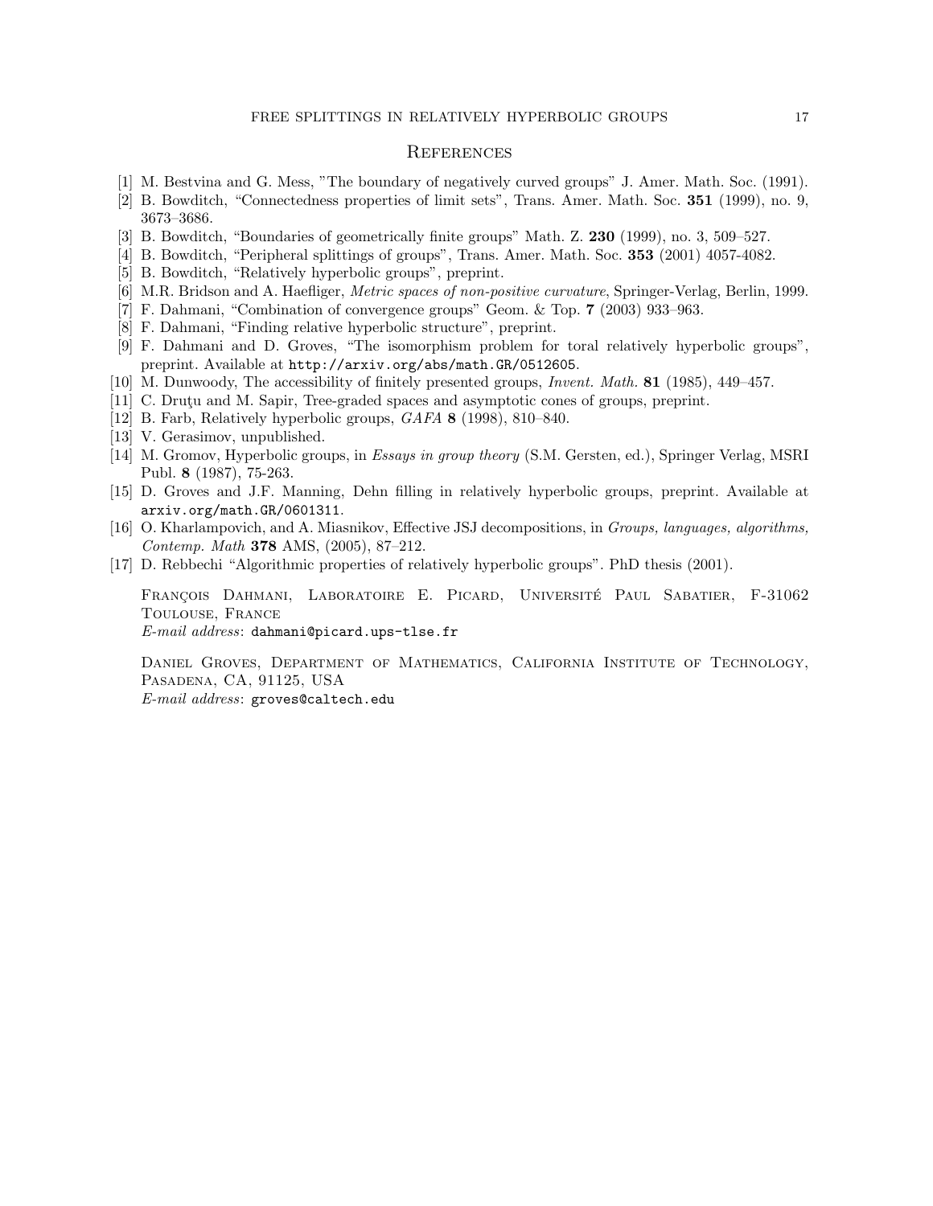## References

[1] M. Bestvina and G. Mess, "The boundary of negatively curved groups" J. Amer. Math. Soc. (1991).

[2] B. Bowditch, "Connectedness properties of limit sets", Trans. Amer. Math. Soc. **351** (1999), no. 9, 3673–3686.

[3] B. Bowditch, "Boundaries of geometrically finite groups" Math. Z. **230** (1999), no. 3, 509–527.

[4] B. Bowditch, "Peripheral splittings of groups", Trans. Amer. Math. Soc. **353** (2001) 4057-4082.

[5] B. Bowditch, "Relatively hyperbolic groups", preprint.

[6] M.R. Bridson and A. Haefliger, *Metric spaces of non-positive curvature*, Springer-Verlag, Berlin, 1999.

[7] F. Dahmani, "Combination of convergence groups" Geom. & Top. **7** (2003) 933–963.

[8] F. Dahmani, "Finding relative hyperbolic structure", preprint.

[9] F. Dahmani and D. Groves, "The isomorphism problem for toral relatively hyperbolic groups", preprint. Available at `http://arxiv.org/abs/math.GR/0512605`.

[10] M. Dunwoody, The accessibility of finitely presented groups, *Invent. Math.* **81** (1985), 449–457.

[11] C. Druţu and M. Sapir, Tree-graded spaces and asymptotic cones of groups, preprint.

[12] B. Farb, Relatively hyperbolic groups, *GAFA* **8** (1998), 810–840.

[13] V. Gerasimov, unpublished.

[14] M. Gromov, Hyperbolic groups, in *Essays in group theory* (S.M. Gersten, ed.), Springer Verlag, MSRI Publ. **8** (1987), 75-263.

[15] D. Groves and J.F. Manning, Dehn filling in relatively hyperbolic groups, preprint. Available at `arxiv.org/math.GR/0601311`.

[16] O. Kharlampovich, and A. Miasnikov, Effective JSJ decompositions, in *Groups, languages, algorithms, Contemp. Math* **378** AMS, (2005), 87–212.

[17] D. Rebbechi "Algorithmic properties of relatively hyperbolic groups". PhD thesis (2001).

François Dahmani, Laboratoire E. Picard, Université Paul Sabatier, F-31062 Toulouse, France

*E-mail address*: `dahmani@picard.ups-tlse.fr`

Daniel Groves, Department of Mathematics, California Institute of Technology, Pasadena, CA, 91125, USA

*E-mail address*: `groves@caltech.edu`